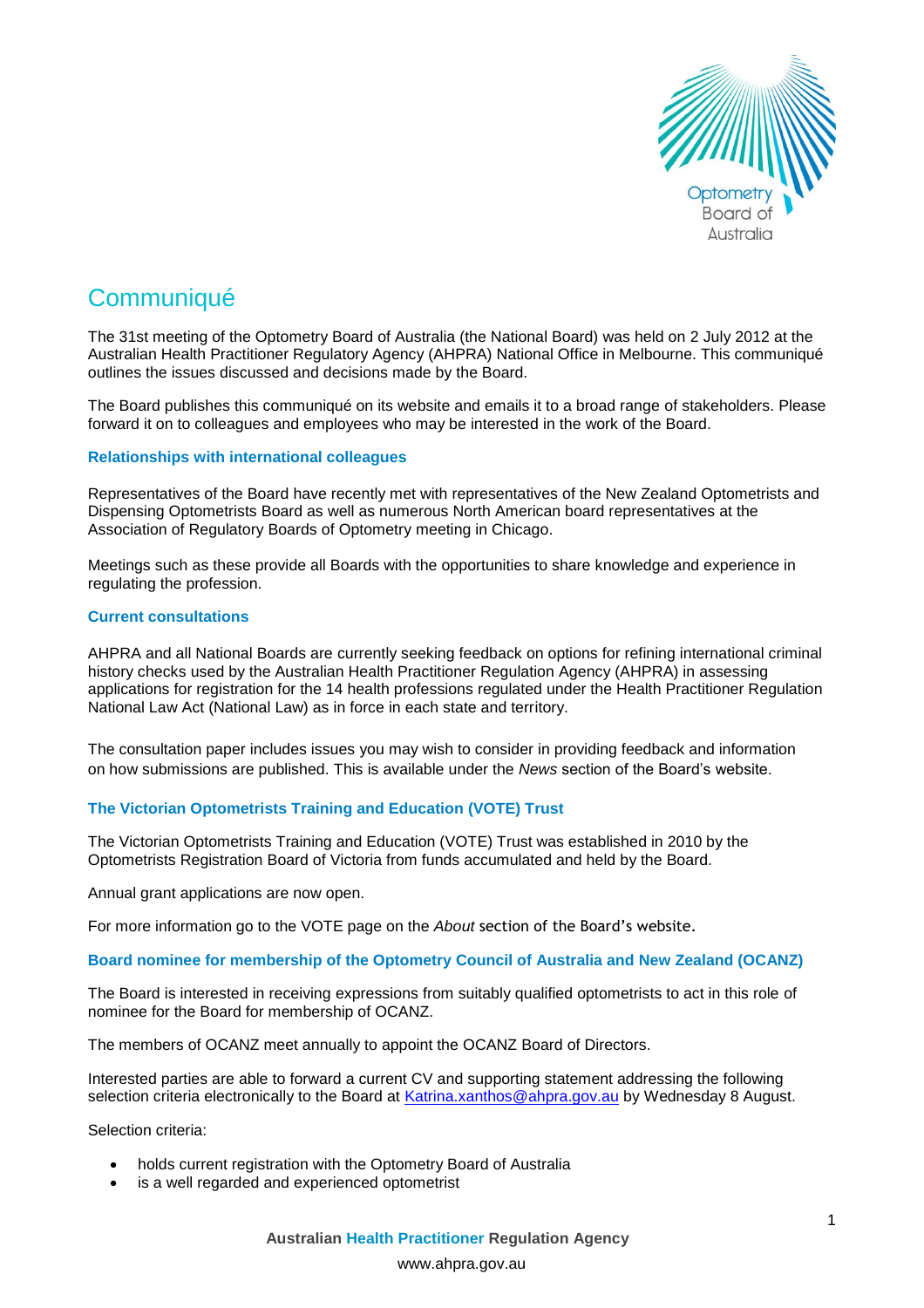# Communiqué

The 31st meeting of the Optometry Board of Australia (the National Board) was held on 2 July 2012 at the Australian Health Practitioner Regulatory Agency (AHPRA) National Office in Melbourne. This communiqué outlines the issues discussed and decisions made by the Board.

The Board publishes this communiqué on its website and emails it to a broad range of stakeholders. Please forward it on to colleagues and employees who may be interested in the work of the Board.

### Relationships with international colleagues

Representatives of the Board have recently met with representatives of the New Zealand Optometrists and Dispensing Optometrists Board as well as numerous North American board representatives at the Association of Regulatory Boards of Optometry meeting in Chicago.

Meetings such as these provide all Boards with the opportunities to share knowledge and experience in regulating the profession.

### Current consultations

AHPRA and all National Boards are currently seeking feedback on options for refining international criminal history checks used by the Australian Health Practitioner Regulation Agency (AHPRA) in assessing applications for registration for the 14 health professions regulated under the Health Practitioner Regulation National Law Act (National Law) as in force in each state and territory.

The consultation paper includes issues you may wish to consider in providing feedback and information on how submissions are published. This is available under the *News* section of the Board's website.

### The Victorian Optometrists Training and Education (VOTE) Trust

The Victorian Optometrists Training and Education (VOTE) Trust was established in 2010 by the Optometrists Registration Board of Victoria from funds accumulated and held by the Board.

Annual grant applications are now open.

For more information go to the VOTE page on the *About* section of the Board's website.

### Board nominee for membership of the Optometry Council of Australia and New Zealand (OCANZ)

The Board is interested in receiving expressions from suitably qualified optometrists to act in this role of nominee for the Board for membership of OCANZ.

The members of OCANZ meet annually to appoint the OCANZ Board of Directors.

Interested parties are able to forward a current CV and supporting statement addressing the following selection criteria electronically to the Board at Katrina.xanthos@ahpra.gov.au by Wednesday 8 August.

Selection criteria:

- holds current registration with the Optometry Board of Australia
- is a well regarded and experienced optometrist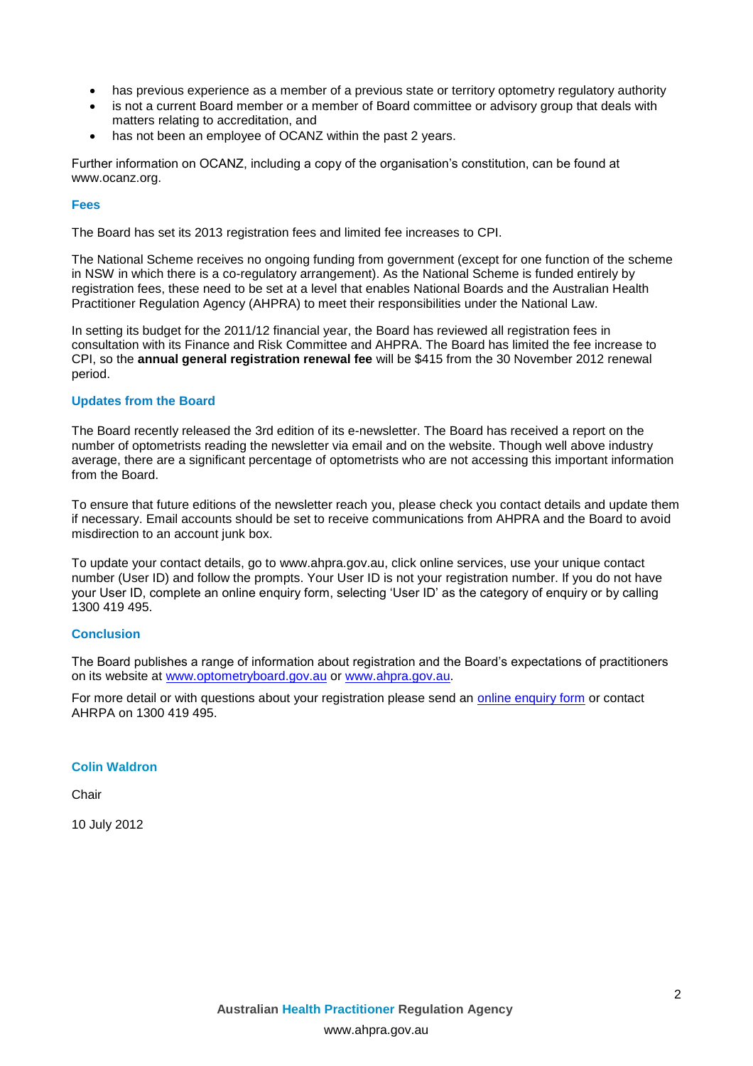- has previous experience as a member of a previous state or territory optometry regulatory authority
- is not a current Board member or a member of Board committee or advisory group that deals with matters relating to accreditation, and
- has not been an employee of OCANZ within the past 2 years.

Further information on OCANZ, including a copy of the organisation's constitution, can be found at www.ocanz.org.

## Fees

The Board has set its 2013 registration fees and limited fee increases to CPI.

The National Scheme receives no ongoing funding from government (except for one function of the scheme in NSW in which there is a co-regulatory arrangement). As the National Scheme is funded entirely by registration fees, these need to be set at a level that enables National Boards and the Australian Health Practitioner Regulation Agency (AHPRA) to meet their responsibilities under the National Law.

In setting its budget for the 2011/12 financial year, the Board has reviewed all registration fees in consultation with its Finance and Risk Committee and AHPRA. The Board has limited the fee increase to CPI, so the **annual general registration renewal fee** will be $415 from the 30 November 2012 renewal period.

## Updates from the Board

The Board recently released the 3rd edition of its e-newsletter. The Board has received a report on the number of optometrists reading the newsletter via email and on the website. Though well above industry average, there are a significant percentage of optometrists who are not accessing this important information from the Board.

To ensure that future editions of the newsletter reach you, please check you contact details and update them if necessary. Email accounts should be set to receive communications from AHPRA and the Board to avoid misdirection to an account junk box.

To update your contact details, go to www.ahpra.gov.au, click online services, use your unique contact number (User ID) and follow the prompts. Your User ID is not your registration number. If you do not have your User ID, complete an online enquiry form, selecting 'User ID' as the category of enquiry or by calling 1300 419 495.

## Conclusion

The Board publishes a range of information about registration and the Board's expectations of practitioners on its website at www.optometryboard.gov.au or www.ahpra.gov.au.

For more detail or with questions about your registration please send an online enquiry form or contact AHRPA on 1300 419 495.

**Colin Waldron**

Chair

10 July 2012